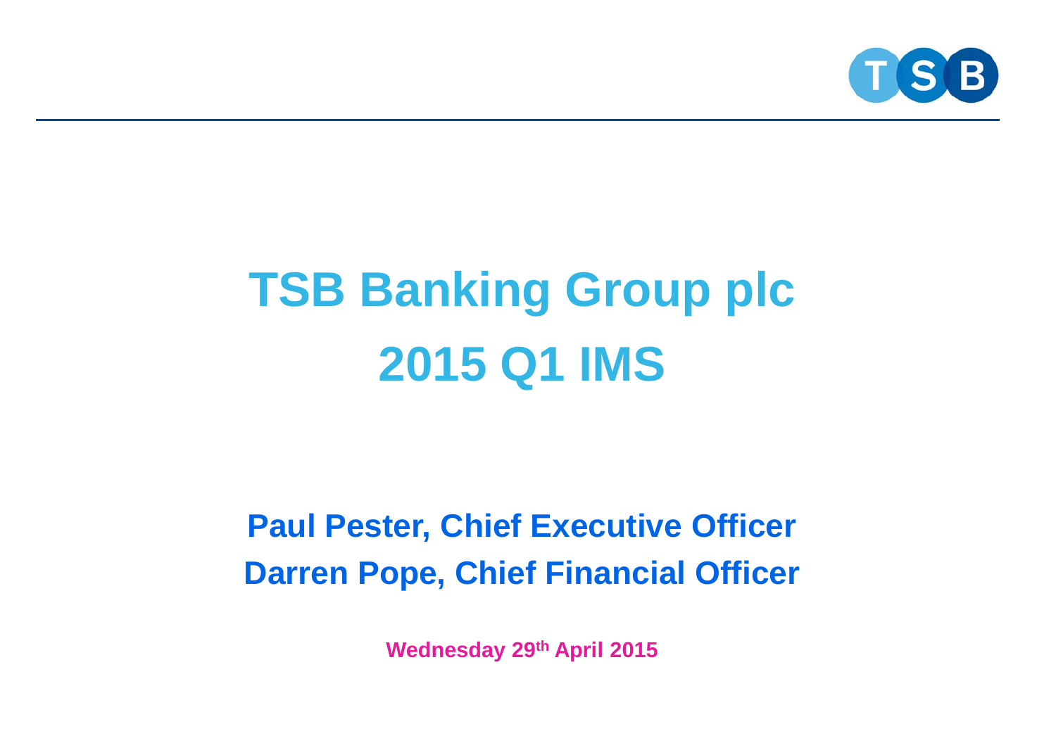# TSB Banking Group plc

# 2015 Q1 IMS

**Paul Pester, Chief Executive Officer**

**Darren Pope, Chief Financial Officer**

**Wednesday 29th April 2015**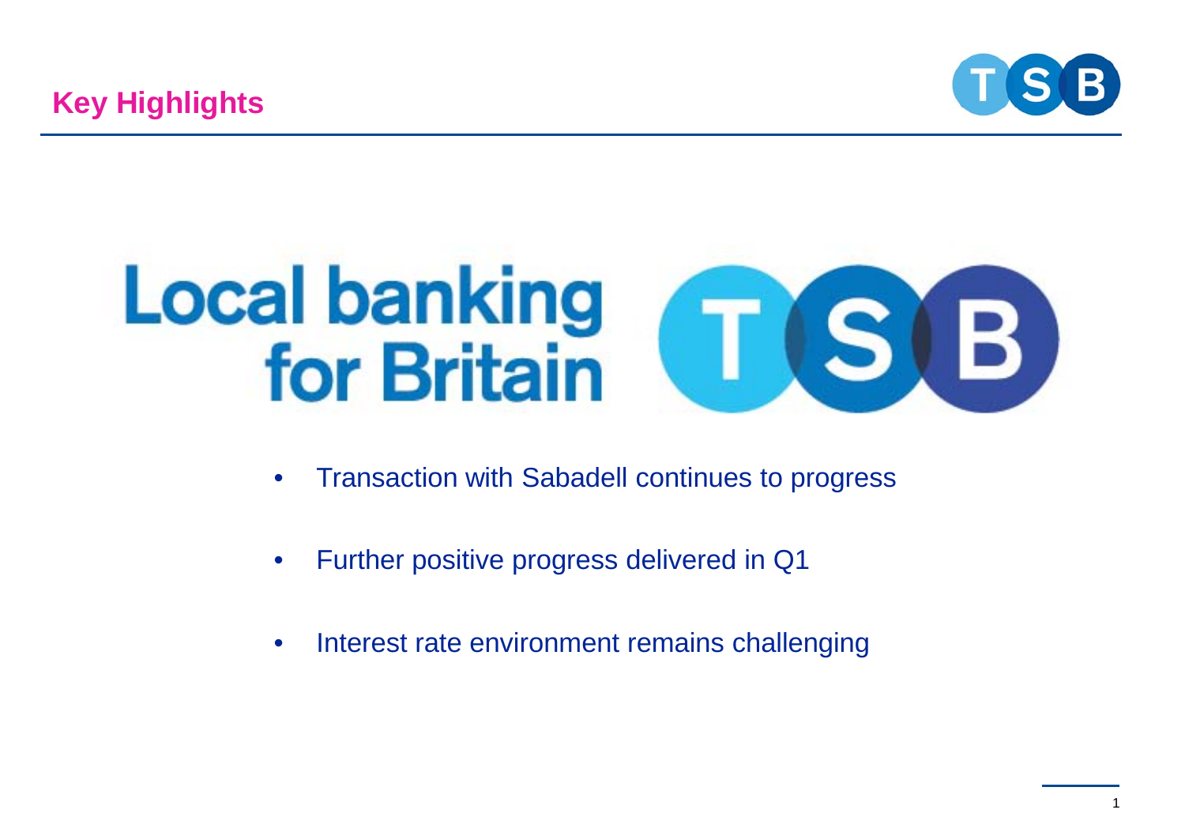## Key Highlights

Local banking for Britain

- Transaction with Sabadell continues to progress
- Further positive progress delivered in Q1
- Interest rate environment remains challenging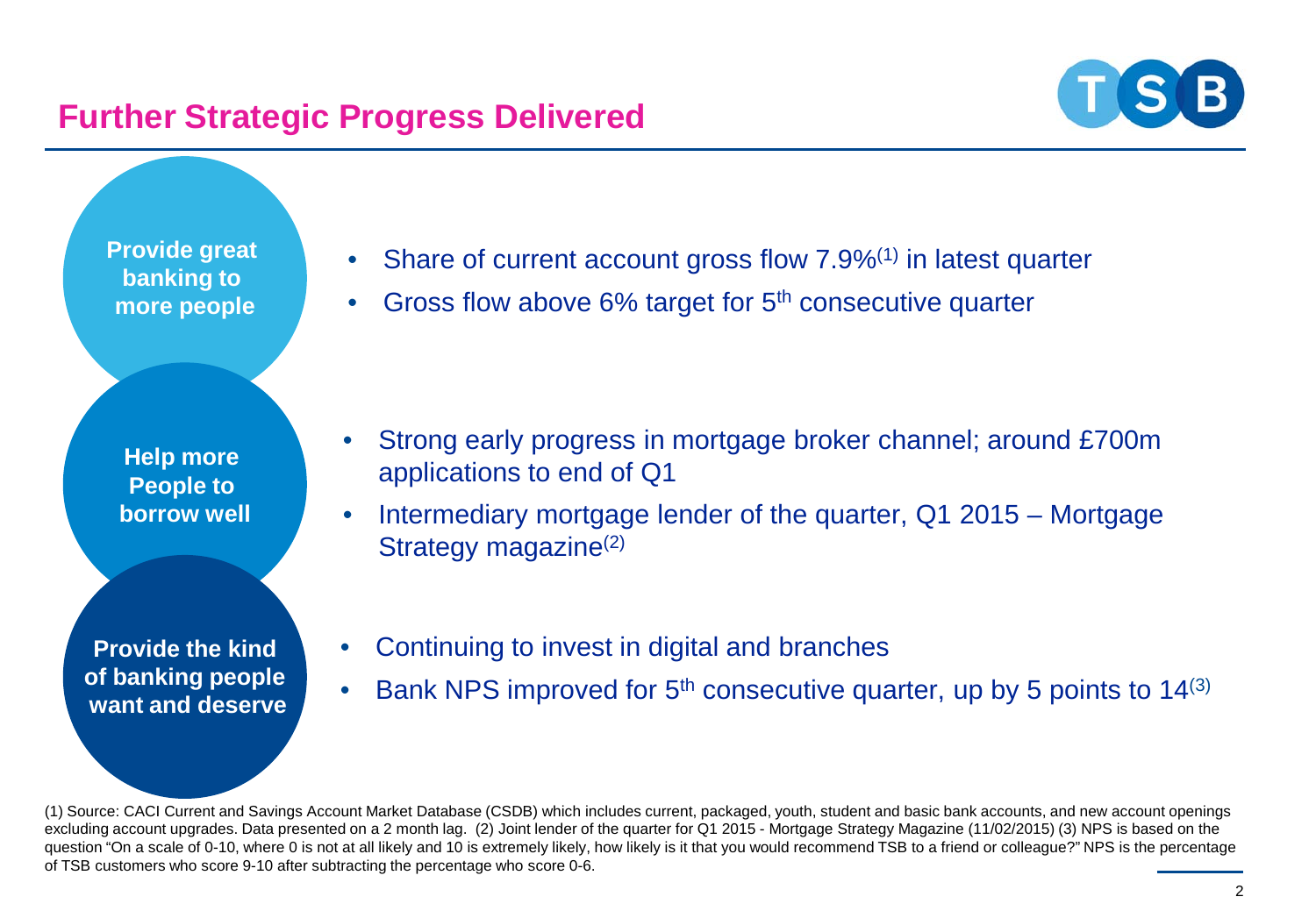# Further Strategic Progress Delivered

**Provide great banking to more people**

- Share of current account gross flow 7.9%[1] in latest quarter
- Gross flow above 6% target for 5th consecutive quarter

**Help more People to borrow well**

- Strong early progress in mortgage broker channel; around £700m applications to end of Q1
- Intermediary mortgage lender of the quarter, Q1 2015 – Mortgage Strategy magazine[2]

**Provide the kind of banking people want and deserve**

- Continuing to invest in digital and branches
- Bank NPS improved for 5th consecutive quarter, up by 5 points to 14[3]

(1) Source: CACI Current and Savings Account Market Database (CSDB) which includes current, packaged, youth, student and basic bank accounts, and new account openings excluding account upgrades. Data presented on a 2 month lag. (2) Joint lender of the quarter for Q1 2015 - Mortgage Strategy Magazine (11/02/2015) (3) NPS is based on the question "On a scale of 0-10, where 0 is not at all likely and 10 is extremely likely, how likely is it that you would recommend TSB to a friend or colleague?" NPS is the percentage of TSB customers who score 9-10 after subtracting the percentage who score 0-6.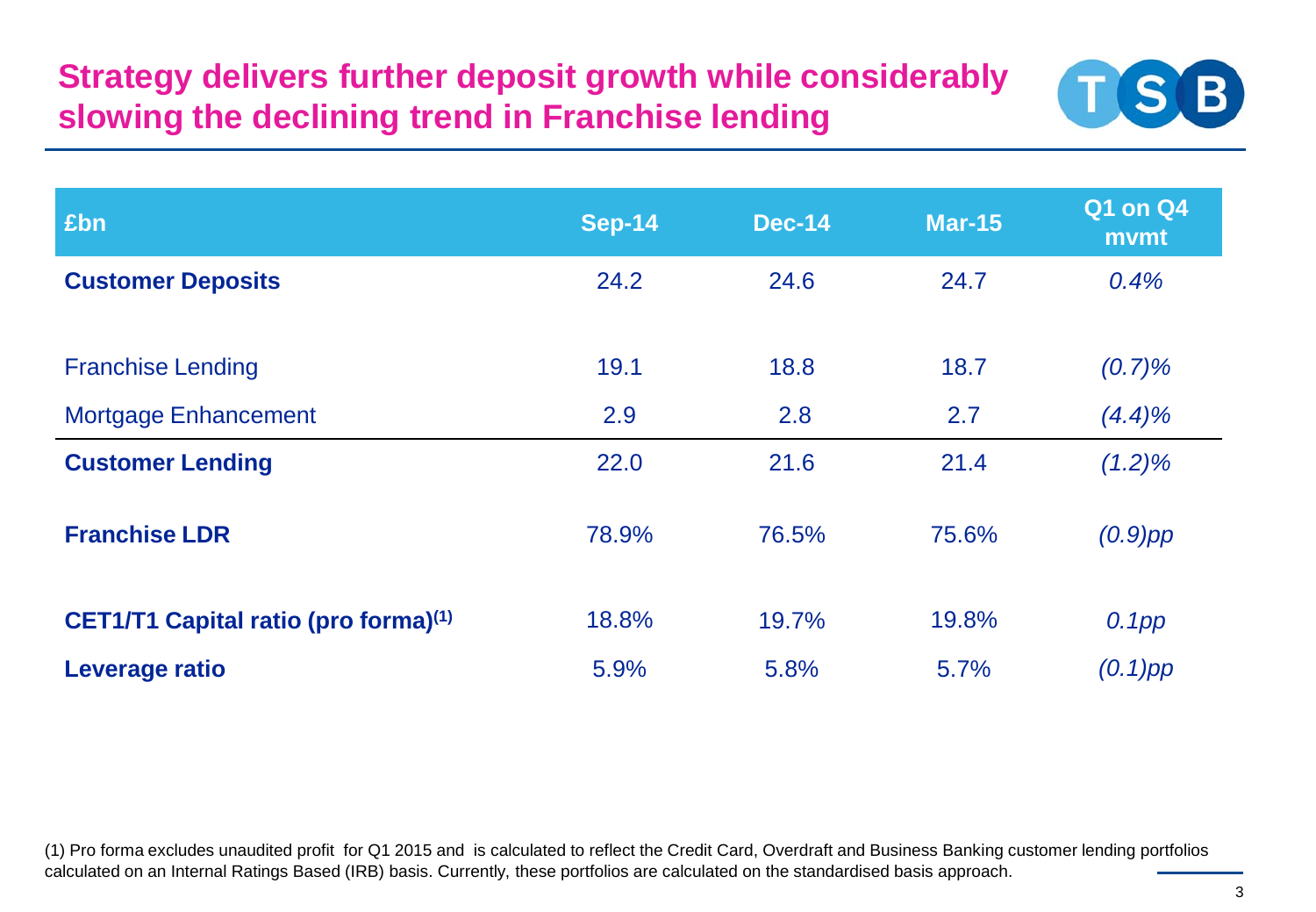# Strategy delivers further deposit growth while considerably slowing the declining trend in Franchise lending

| £bn | Sep-14 | Dec-14 | Mar-15 | Q1 on Q4 mvmt |
|---|---|---|---|---|
| **Customer Deposits** | 24.2 | 24.6 | 24.7 | *0.4%* |
| Franchise Lending | 19.1 | 18.8 | 18.7 | *(0.7)%* |
| Mortgage Enhancement | 2.9 | 2.8 | 2.7 | *(4.4)%* |
| **Customer Lending** | 22.0 | 21.6 | 21.4 | *(1.2)%* |
| **Franchise LDR** | 78.9% | 76.5% | 75.6% | *(0.9)pp* |
| **CET1/T1 Capital ratio (pro forma)[1]** | 18.8% | 19.7% | 19.8% | *0.1pp* |
| **Leverage ratio** | 5.9% | 5.8% | 5.7% | *(0.1)pp* |

(1) Pro forma excludes unaudited profit for Q1 2015 and is calculated to reflect the Credit Card, Overdraft and Business Banking customer lending portfolios calculated on an Internal Ratings Based (IRB) basis. Currently, these portfolios are calculated on the standardised basis approach.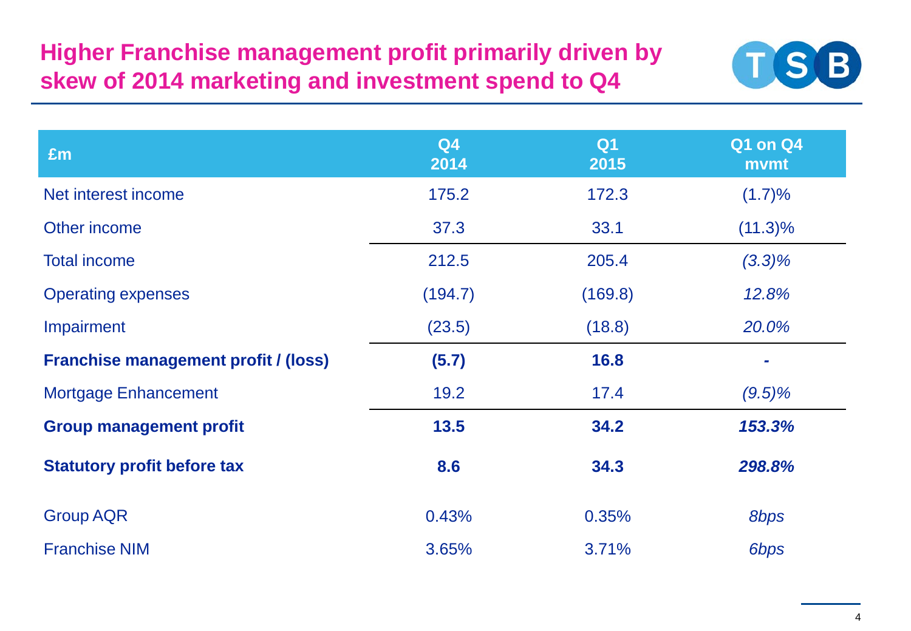# Higher Franchise management profit primarily driven by skew of 2014 marketing and investment spend to Q4

| £m | Q4 2014 | Q1 2015 | Q1 on Q4 mvmt |
|---|---|---|---|
| Net interest income | 175.2 | 172.3 | (1.7)% |
| Other income | 37.3 | 33.1 | (11.3)% |
| Total income | 212.5 | 205.4 | *(3.3)%* |
| Operating expenses | (194.7) | (169.8) | *12.8%* |
| Impairment | (23.5) | (18.8) | *20.0%* |
| **Franchise management profit / (loss)** | **(5.7)** | **16.8** | **-** |
| Mortgage Enhancement | 19.2 | 17.4 | *(9.5)%* |
| **Group management profit** | **13.5** | **34.2** | ***153.3%*** |
| **Statutory profit before tax** | **8.6** | **34.3** | ***298.8%*** |
| Group AQR | 0.43% | 0.35% | *8bps* |
| Franchise NIM | 3.65% | 3.71% | *6bps* |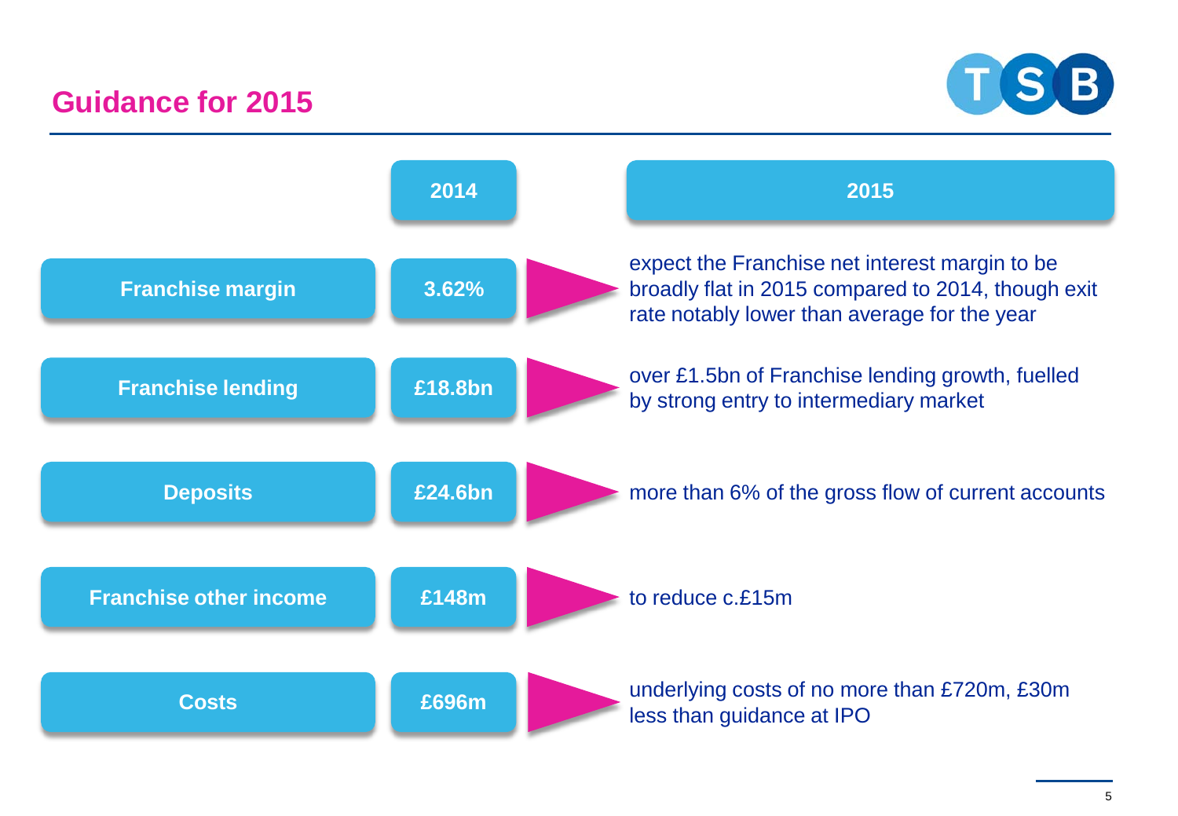# Guidance for 2015

| | 2014 | 2015 |
|---|---|---|
| Franchise margin | 3.62% | expect the Franchise net interest margin to be broadly flat in 2015 compared to 2014, though exit rate notably lower than average for the year |
| Franchise lending | £18.8bn | over £1.5bn of Franchise lending growth, fuelled by strong entry to intermediary market |
| Deposits | £24.6bn | more than 6% of the gross flow of current accounts |
| Franchise other income | £148m | to reduce c.£15m |
| Costs | £696m | underlying costs of no more than £720m, £30m less than guidance at IPO |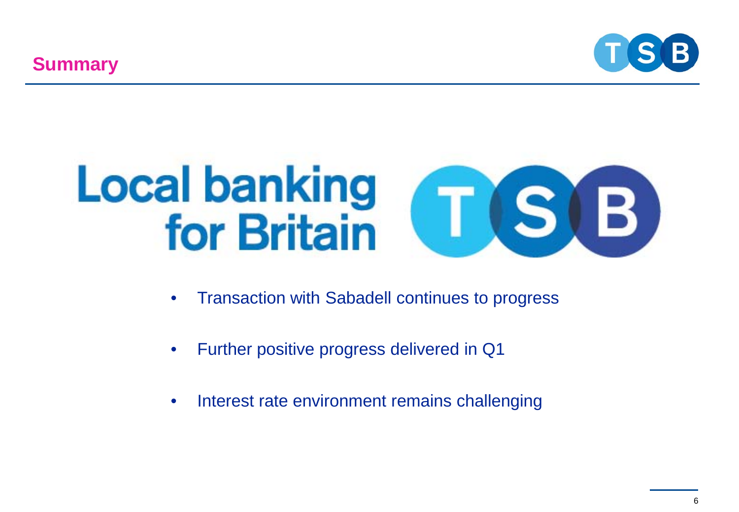# Summary

Local banking for Britain

- Transaction with Sabadell continues to progress
- Further positive progress delivered in Q1
- Interest rate environment remains challenging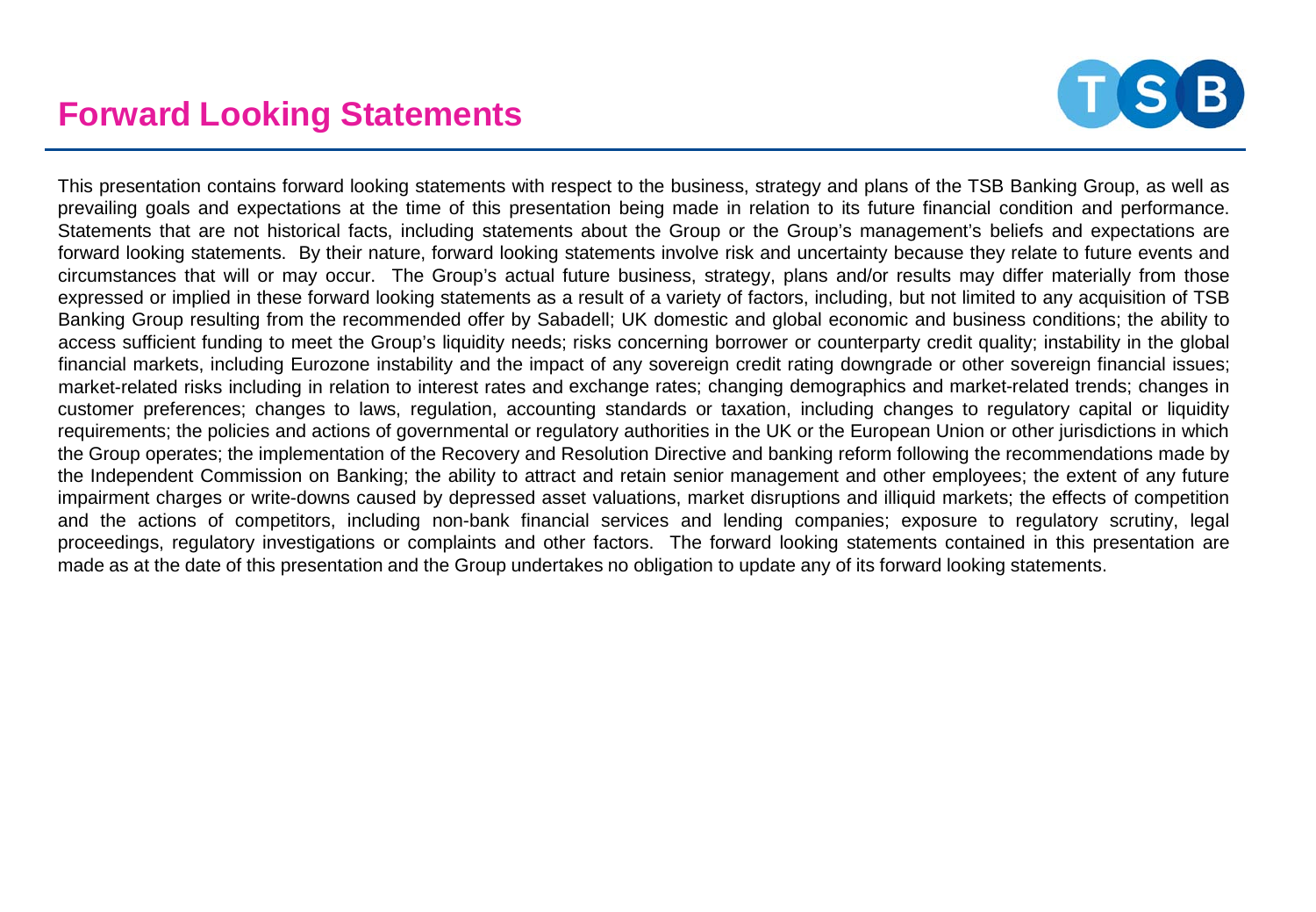# Forward Looking Statements

This presentation contains forward looking statements with respect to the business, strategy and plans of the TSB Banking Group, as well as prevailing goals and expectations at the time of this presentation being made in relation to its future financial condition and performance. Statements that are not historical facts, including statements about the Group or the Group's management's beliefs and expectations are forward looking statements. By their nature, forward looking statements involve risk and uncertainty because they relate to future events and circumstances that will or may occur. The Group's actual future business, strategy, plans and/or results may differ materially from those expressed or implied in these forward looking statements as a result of a variety of factors, including, but not limited to any acquisition of TSB Banking Group resulting from the recommended offer by Sabadell; UK domestic and global economic and business conditions; the ability to access sufficient funding to meet the Group's liquidity needs; risks concerning borrower or counterparty credit quality; instability in the global financial markets, including Eurozone instability and the impact of any sovereign credit rating downgrade or other sovereign financial issues; market-related risks including in relation to interest rates and exchange rates; changing demographics and market-related trends; changes in customer preferences; changes to laws, regulation, accounting standards or taxation, including changes to regulatory capital or liquidity requirements; the policies and actions of governmental or regulatory authorities in the UK or the European Union or other jurisdictions in which the Group operates; the implementation of the Recovery and Resolution Directive and banking reform following the recommendations made by the Independent Commission on Banking; the ability to attract and retain senior management and other employees; the extent of any future impairment charges or write-downs caused by depressed asset valuations, market disruptions and illiquid markets; the effects of competition and the actions of competitors, including non-bank financial services and lending companies; exposure to regulatory scrutiny, legal proceedings, regulatory investigations or complaints and other factors. The forward looking statements contained in this presentation are made as at the date of this presentation and the Group undertakes no obligation to update any of its forward looking statements.